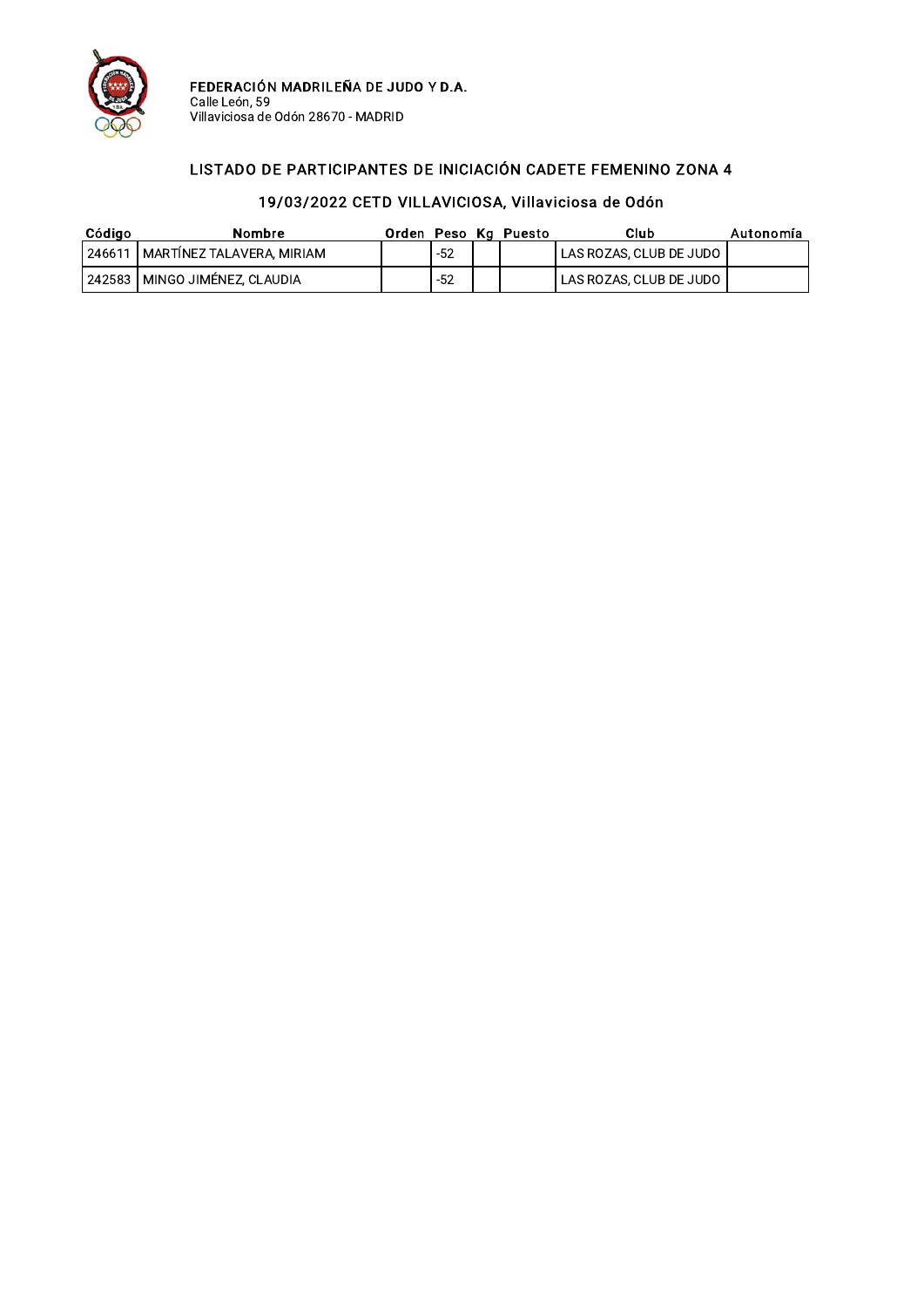**FEDERACIÓN MADRILEÑA DE JUDO Y D.A.**
Calle León, 59
Villaviciosa de Odón 28670 - MADRID

## LISTADO DE PARTICIPANTES DE INICIACIÓN CADETE FEMENINO ZONA 4

### 19/03/2022 CETD VILLAVICIOSA, Villaviciosa de Odón

| Código | Nombre | Orden | Peso | Kg | Puesto | Club | Autonomía |
|---|---|---|---|---|---|---|---|
| 246611 | MARTÍNEZ TALAVERA, MIRIAM | | -52 | | | LAS ROZAS, CLUB DE JUDO | |
| 242583 | MINGO JIMÉNEZ, CLAUDIA | | -52 | | | LAS ROZAS, CLUB DE JUDO | |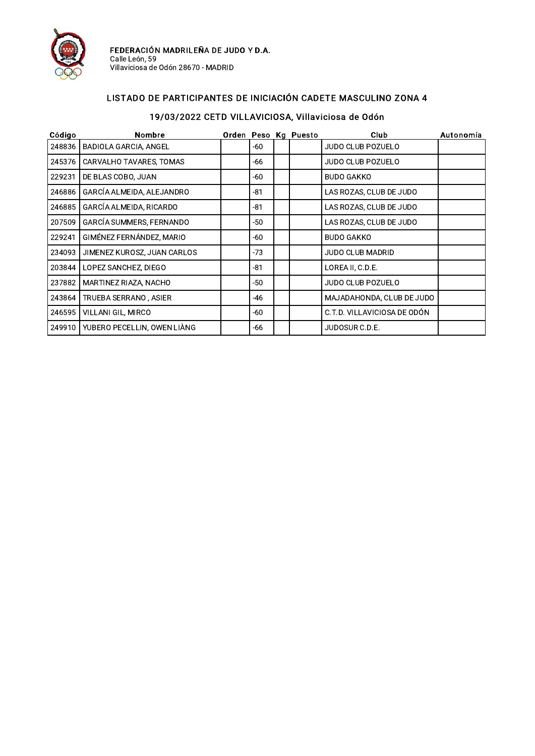**FEDERACIÓN MADRILEÑA DE JUDO Y D.A.**
Calle León, 59
Villaviciosa de Odón 28670 - MADRID

## LISTADO DE PARTICIPANTES DE INICIACIÓN CADETE MASCULINO ZONA 4

### 19/03/2022 CETD VILLAVICIOSA, Villaviciosa de Odón

| Código | Nombre | Orden | Peso | Kg | Puesto | Club | Autonomía |
|---|---|---|---|---|---|---|---|
| 248836 | BADIOLA GARCIA, ANGEL | | -60 | | | JUDO CLUB POZUELO | |
| 245376 | CARVALHO TAVARES, TOMAS | | -66 | | | JUDO CLUB POZUELO | |
| 229231 | DE BLAS COBO, JUAN | | -60 | | | BUDO GAKKO | |
| 246886 | GARCÍA ALMEIDA, ALEJANDRO | | -81 | | | LAS ROZAS, CLUB DE JUDO | |
| 246885 | GARCÍA ALMEIDA, RICARDO | | -81 | | | LAS ROZAS, CLUB DE JUDO | |
| 207509 | GARCÍA SUMMERS, FERNANDO | | -50 | | | LAS ROZAS, CLUB DE JUDO | |
| 229241 | GIMÉNEZ FERNÁNDEZ, MARIO | | -60 | | | BUDO GAKKO | |
| 234093 | JIMENEZ KUROSZ, JUAN CARLOS | | -73 | | | JUDO CLUB MADRID | |
| 203844 | LOPEZ SANCHEZ, DIEGO | | -81 | | | LOREA II, C.D.E. | |
| 237882 | MARTINEZ RIAZA, NACHO | | -50 | | | JUDO CLUB POZUELO | |
| 243864 | TRUEBA SERRANO , ASIER | | -46 | | | MAJADAHONDA, CLUB DE JUDO | |
| 246595 | VILLANI GIL, MIRCO | | -60 | | | C.T.D. VILLAVICIOSA DE ODÓN | |
| 249910 | YUBERO PECELLIN, OWEN LIÀNG | | -66 | | | JUDOSUR C.D.E. | |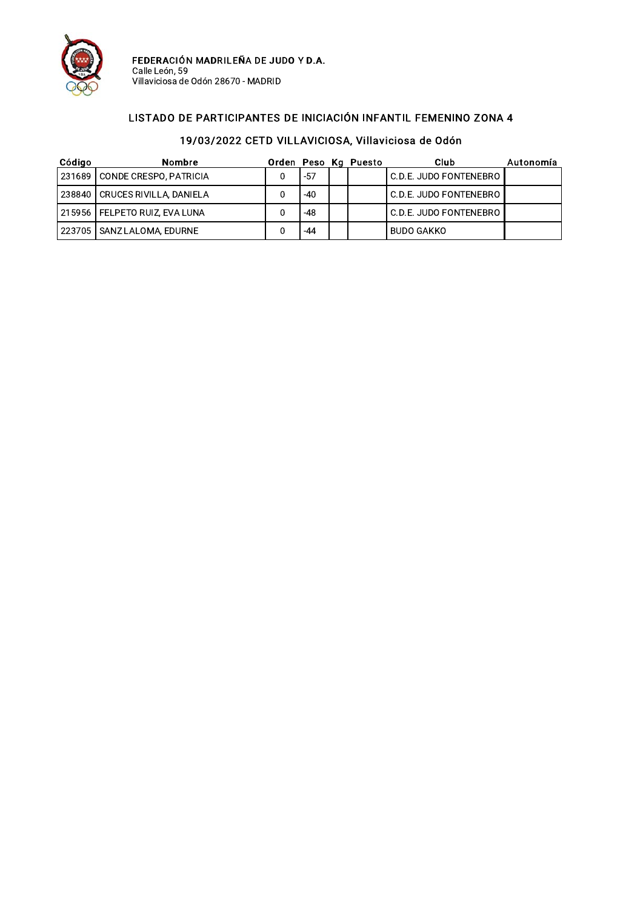**FEDERACIÓN MADRILEÑA DE JUDO Y D.A.**
Calle León, 59
Villaviciosa de Odón 28670 - MADRID

## LISTADO DE PARTICIPANTES DE INICIACIÓN INFANTIL FEMENINO ZONA 4

### 19/03/2022 CETD VILLAVICIOSA, Villaviciosa de Odón

| Código | Nombre | Orden | Peso | Kg | Puesto | Club | Autonomía |
|---|---|---|---|---|---|---|---|
| 231689 | CONDE CRESPO, PATRICIA | 0 | -57 | | | C.D.E. JUDO FONTENEBRO | |
| 238840 | CRUCES RIVILLA, DANIELA | 0 | -40 | | | C.D.E. JUDO FONTENEBRO | |
| 215956 | FELPETO RUIZ, EVA LUNA | 0 | -48 | | | C.D.E. JUDO FONTENEBRO | |
| 223705 | SANZ LALOMA, EDURNE | 0 | -44 | | | BUDO GAKKO | |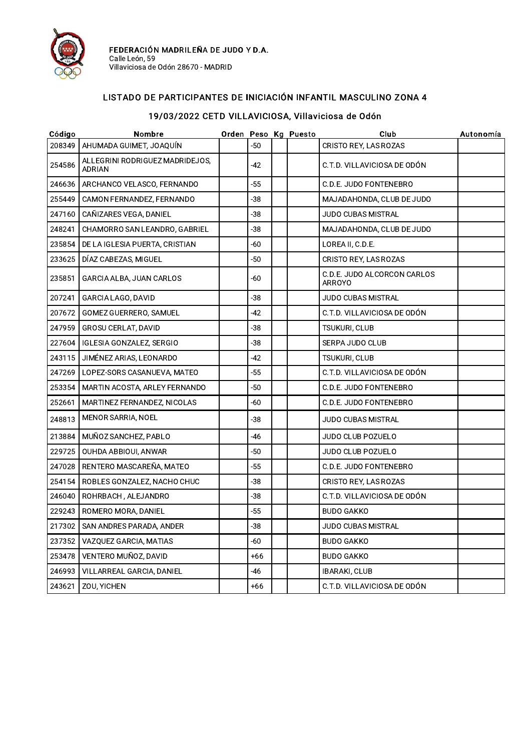**FEDERACIÓN MADRILEÑA DE JUDO Y D.A.**
Calle León, 59
Villaviciosa de Odón 28670 - MADRID

## LISTADO DE PARTICIPANTES DE INICIACIÓN INFANTIL MASCULINO ZONA 4

### 19/03/2022 CETD VILLAVICIOSA, Villaviciosa de Odón

| Código | Nombre | Orden | Peso | Kg | Puesto | Club | Autonomía |
|---|---|---|---|---|---|---|---|
| 208349 | AHUMADA GUIMET, JOAQUÍN | | -50 | | | CRISTO REY, LAS ROZAS | |
| 254586 | ALLEGRINI RODRIGUEZ MADRIDEJOS, ADRIAN | | -42 | | | C.T.D. VILLAVICIOSA DE ODÓN | |
| 246636 | ARCHANCO VELASCO, FERNANDO | | -55 | | | C.D.E. JUDO FONTENEBRO | |
| 255449 | CAMON FERNANDEZ, FERNANDO | | -38 | | | MAJADAHONDA, CLUB DE JUDO | |
| 247160 | CAÑIZARES VEGA, DANIEL | | -38 | | | JUDO CUBAS MISTRAL | |
| 248241 | CHAMORRO SAN LEANDRO, GABRIEL | | -38 | | | MAJADAHONDA, CLUB DE JUDO | |
| 235854 | DE LA IGLESIA PUERTA, CRISTIAN | | -60 | | | LOREA II, C.D.E. | |
| 233625 | DÍAZ CABEZAS, MIGUEL | | -50 | | | CRISTO REY, LAS ROZAS | |
| 235851 | GARCIA ALBA, JUAN CARLOS | | -60 | | | C.D.E. JUDO ALCORCON CARLOS ARROYO | |
| 207241 | GARCIA LAGO, DAVID | | -38 | | | JUDO CUBAS MISTRAL | |
| 207672 | GOMEZ GUERRERO, SAMUEL | | -42 | | | C.T.D. VILLAVICIOSA DE ODÓN | |
| 247959 | GROSU CERLAT, DAVID | | -38 | | | TSUKURI, CLUB | |
| 227604 | IGLESIA GONZALEZ, SERGIO | | -38 | | | SERPA JUDO CLUB | |
| 243115 | JIMÉNEZ ARIAS, LEONARDO | | -42 | | | TSUKURI, CLUB | |
| 247269 | LOPEZ-SORS CASANUEVA, MATEO | | -55 | | | C.T.D. VILLAVICIOSA DE ODÓN | |
| 253354 | MARTIN ACOSTA, ARLEY FERNANDO | | -50 | | | C.D.E. JUDO FONTENEBRO | |
| 252661 | MARTINEZ FERNANDEZ, NICOLAS | | -60 | | | C.D.E. JUDO FONTENEBRO | |
| 248813 | MENOR SARRIA, NOEL | | -38 | | | JUDO CUBAS MISTRAL | |
| 213884 | MUÑOZ SANCHEZ, PABLO | | -46 | | | JUDO CLUB POZUELO | |
| 229725 | OUHDA ABBIOUI, ANWAR | | -50 | | | JUDO CLUB POZUELO | |
| 247028 | RENTERO MASCAREÑA, MATEO | | -55 | | | C.D.E. JUDO FONTENEBRO | |
| 254154 | ROBLES GONZALEZ, NACHO CHUC | | -38 | | | CRISTO REY, LAS ROZAS | |
| 246040 | ROHRBACH , ALEJANDRO | | -38 | | | C.T.D. VILLAVICIOSA DE ODÓN | |
| 229243 | ROMERO MORA, DANIEL | | -55 | | | BUDO GAKKO | |
| 217302 | SAN ANDRES PARADA, ANDER | | -38 | | | JUDO CUBAS MISTRAL | |
| 237352 | VAZQUEZ GARCIA, MATIAS | | -60 | | | BUDO GAKKO | |
| 253478 | VENTERO MUÑOZ, DAVID | | +66 | | | BUDO GAKKO | |
| 246993 | VILLARREAL GARCIA, DANIEL | | -46 | | | IBARAKI, CLUB | |
| 243621 | ZOU, YICHEN | | +66 | | | C.T.D. VILLAVICIOSA DE ODÓN | |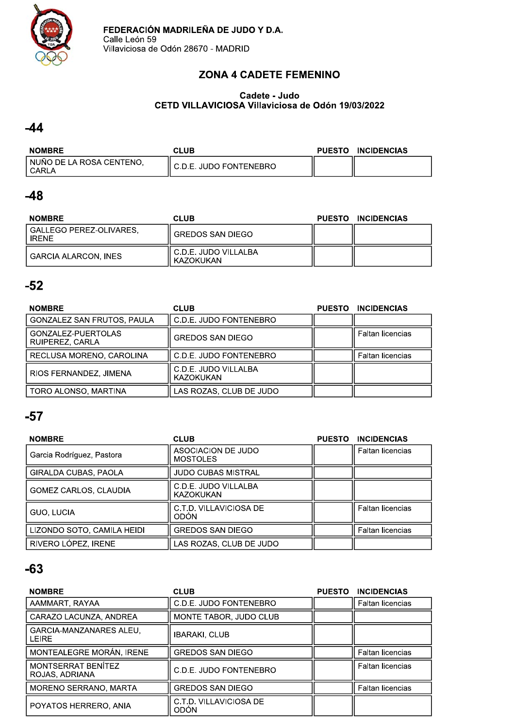**FEDERACIÓN MADRILEÑA DE JUDO Y D.A.**
Calle León 59
Villaviciosa de Odón 28670 - MADRID

# ZONA 4 CADETE FEMENINO

**Cadete - Judo**
**CETD VILLAVICIOSA Villaviciosa de Odón 19/03/2022**

## -44

| NOMBRE | CLUB | PUESTO | INCIDENCIAS |
|---|---|---|---|
| NUÑO DE LA ROSA CENTENO, CARLA | C.D.E. JUDO FONTENEBRO | | |

## -48

| NOMBRE | CLUB | PUESTO | INCIDENCIAS |
|---|---|---|---|
| GALLEGO PEREZ-OLIVARES, IRENE | GREDOS SAN DIEGO | | |
| GARCIA ALARCON, INES | C.D.E. JUDO VILLALBA KAZOKUKAN | | |

## -52

| NOMBRE | CLUB | PUESTO | INCIDENCIAS |
|---|---|---|---|
| GONZALEZ SAN FRUTOS, PAULA | C.D.E. JUDO FONTENEBRO | | |
| GONZALEZ-PUERTOLAS RUIPEREZ, CARLA | GREDOS SAN DIEGO | | Faltan licencias |
| RECLUSA MORENO, CAROLINA | C.D.E. JUDO FONTENEBRO | | Faltan licencias |
| RIOS FERNANDEZ, JIMENA | C.D.E. JUDO VILLALBA KAZOKUKAN | | |
| TORO ALONSO, MARTINA | LAS ROZAS, CLUB DE JUDO | | |

## -57

| NOMBRE | CLUB | PUESTO | INCIDENCIAS |
|---|---|---|---|
| Garcia Rodríguez, Pastora | ASOCIACION DE JUDO MOSTOLES | | Faltan licencias |
| GIRALDA CUBAS, PAOLA | JUDO CUBAS MISTRAL | | |
| GOMEZ CARLOS, CLAUDIA | C.D.E. JUDO VILLALBA KAZOKUKAN | | |
| GUO, LUCIA | C.T.D. VILLAVICIOSA DE ODÓN | | Faltan licencias |
| LIZONDO SOTO, CAMILA HEIDI | GREDOS SAN DIEGO | | Faltan licencias |
| RIVERO LÓPEZ, IRENE | LAS ROZAS, CLUB DE JUDO | | |

## -63

| NOMBRE | CLUB | PUESTO | INCIDENCIAS |
|---|---|---|---|
| AAMMART, RAYAA | C.D.E. JUDO FONTENEBRO | | Faltan licencias |
| CARAZO LACUNZA, ANDREA | MONTE TABOR, JUDO CLUB | | |
| GARCIA-MANZANARES ALEU, LEIRE | IBARAKI, CLUB | | |
| MONTEALEGRE MORÁN, IRENE | GREDOS SAN DIEGO | | Faltan licencias |
| MONTSERRAT BENÍTEZ ROJAS, ADRIANA | C.D.E. JUDO FONTENEBRO | | Faltan licencias |
| MORENO SERRANO, MARTA | GREDOS SAN DIEGO | | Faltan licencias |
| POYATOS HERRERO, ANIA | C.T.D. VILLAVICIOSA DE ODÓN | | |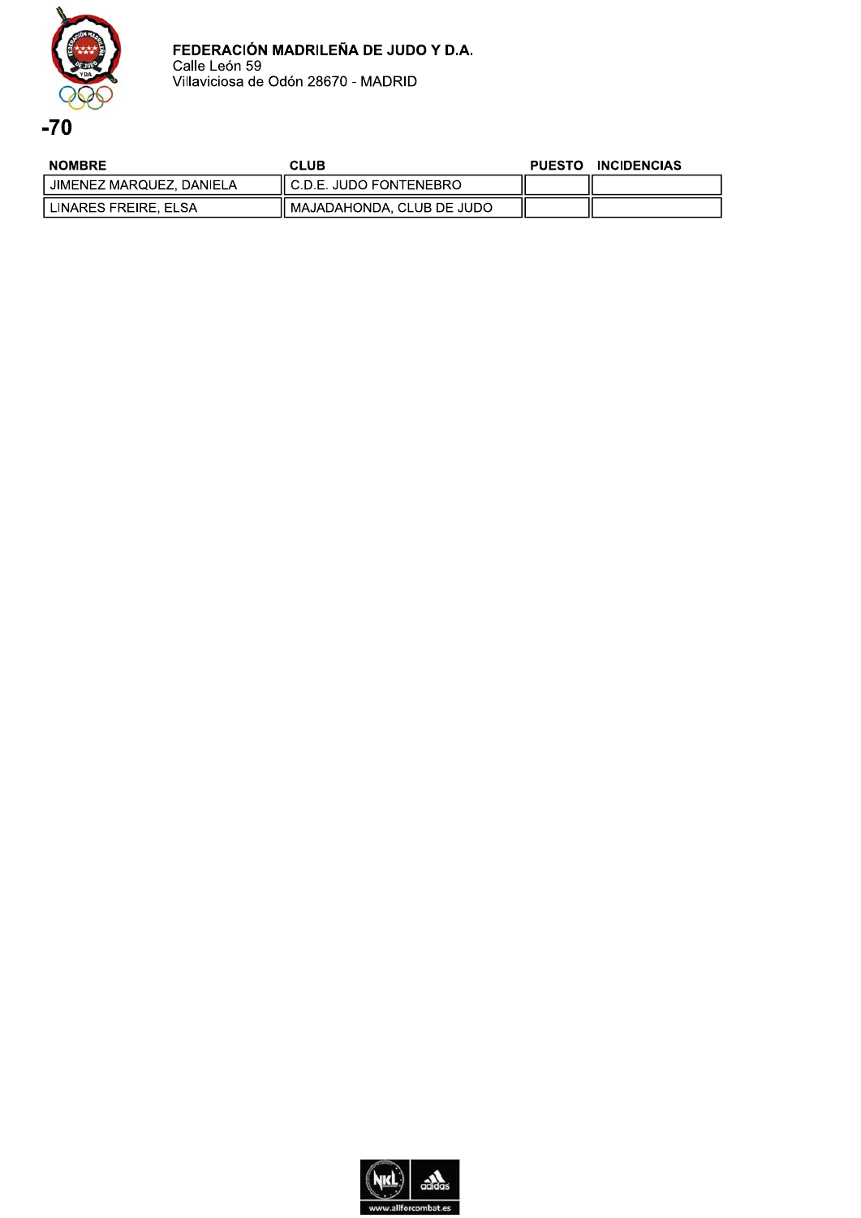**FEDERACIÓN MADRILEÑA DE JUDO Y D.A.**
Calle León 59
Villaviciosa de Odón 28670 - MADRID

# -70

| NOMBRE | CLUB | PUESTO | INCIDENCIAS |
| --- | --- | --- | --- |
| JIMENEZ MARQUEZ, DANIELA | C.D.E. JUDO FONTENEBRO | | |
| LINARES FREIRE, ELSA | MAJADAHONDA, CLUB DE JUDO | | |

www.allforcombat.es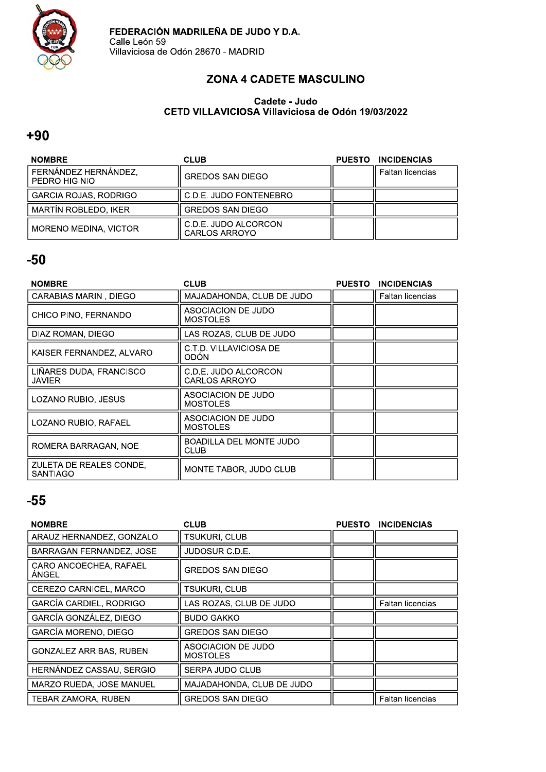**FEDERACIÓN MADRILEÑA DE JUDO Y D.A.**
Calle León 59
Villaviciosa de Odón 28670 - MADRID

## ZONA 4 CADETE MASCULINO

**Cadete - Judo**
**CETD VILLAVICIOSA Villaviciosa de Odón 19/03/2022**

# +90

| NOMBRE | CLUB | PUESTO | INCIDENCIAS |
|---|---|---|---|
| FERNÁNDEZ HERNÁNDEZ, PEDRO HIGINIO | GREDOS SAN DIEGO | | Faltan licencias |
| GARCIA ROJAS, RODRIGO | C.D.E. JUDO FONTENEBRO | | |
| MARTÍN ROBLEDO, IKER | GREDOS SAN DIEGO | | |
| MORENO MEDINA, VICTOR | C.D.E. JUDO ALCORCON CARLOS ARROYO | | |

# -50

| NOMBRE | CLUB | PUESTO | INCIDENCIAS |
|---|---|---|---|
| CARABIAS MARIN , DIEGO | MAJADAHONDA, CLUB DE JUDO | | Faltan licencias |
| CHICO PINO, FERNANDO | ASOCIACION DE JUDO MOSTOLES | | |
| DIAZ ROMAN, DIEGO | LAS ROZAS, CLUB DE JUDO | | |
| KAISER FERNANDEZ, ALVARO | C.T.D. VILLAVICIOSA DE ODÓN | | |
| LIÑARES DUDA, FRANCISCO JAVIER | C.D.E. JUDO ALCORCON CARLOS ARROYO | | |
| LOZANO RUBIO, JESUS | ASOCIACION DE JUDO MOSTOLES | | |
| LOZANO RUBIO, RAFAEL | ASOCIACION DE JUDO MOSTOLES | | |
| ROMERA BARRAGAN, NOE | BOADILLA DEL MONTE JUDO CLUB | | |
| ZULETA DE REALES CONDE, SANTIAGO | MONTE TABOR, JUDO CLUB | | |

# -55

| NOMBRE | CLUB | PUESTO | INCIDENCIAS |
|---|---|---|---|
| ARAUZ HERNANDEZ, GONZALO | TSUKURI, CLUB | | |
| BARRAGAN FERNANDEZ, JOSE | JUDOSUR C.D.E. | | |
| CARO ANCOECHEA, RAFAEL ÁNGEL | GREDOS SAN DIEGO | | |
| CEREZO CARNICEL, MARCO | TSUKURI, CLUB | | |
| GARCÍA CARDIEL, RODRIGO | LAS ROZAS, CLUB DE JUDO | | Faltan licencias |
| GARCÍA GONZÁLEZ, DIEGO | BUDO GAKKO | | |
| GARCÍA MORENO, DIEGO | GREDOS SAN DIEGO | | |
| GONZALEZ ARRIBAS, RUBEN | ASOCIACION DE JUDO MOSTOLES | | |
| HERNÁNDEZ CASSAU, SERGIO | SERPA JUDO CLUB | | |
| MARZO RUEDA, JOSE MANUEL | MAJADAHONDA, CLUB DE JUDO | | |
| TEBAR ZAMORA, RUBEN | GREDOS SAN DIEGO | | Faltan licencias |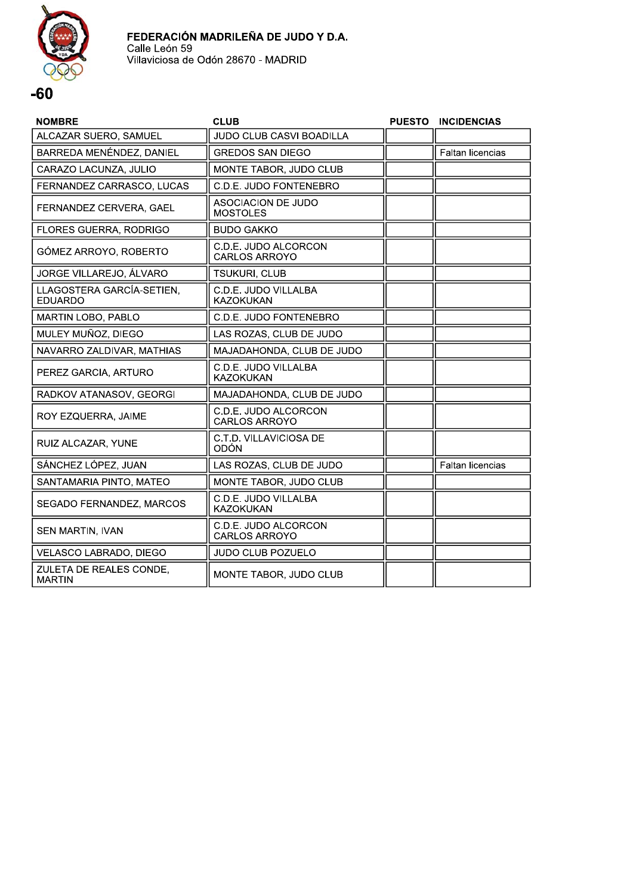**FEDERACIÓN MADRILEÑA DE JUDO Y D.A.**
Calle León 59
Villaviciosa de Odón 28670 - MADRID

# -60

| NOMBRE | CLUB | PUESTO | INCIDENCIAS |
|---|---|---|---|
| ALCAZAR SUERO, SAMUEL | JUDO CLUB CASVI BOADILLA | | |
| BARREDA MENÉNDEZ, DANIEL | GREDOS SAN DIEGO | | Faltan licencias |
| CARAZO LACUNZA, JULIO | MONTE TABOR, JUDO CLUB | | |
| FERNANDEZ CARRASCO, LUCAS | C.D.E. JUDO FONTENEBRO | | |
| FERNANDEZ CERVERA, GAEL | ASOCIACION DE JUDO MOSTOLES | | |
| FLORES GUERRA, RODRIGO | BUDO GAKKO | | |
| GÓMEZ ARROYO, ROBERTO | C.D.E. JUDO ALCORCON CARLOS ARROYO | | |
| JORGE VILLAREJO, ÁLVARO | TSUKURI, CLUB | | |
| LLAGOSTERA GARCÍA-SETIEN, EDUARDO | C.D.E. JUDO VILLALBA KAZOKUKAN | | |
| MARTIN LOBO, PABLO | C.D.E. JUDO FONTENEBRO | | |
| MULEY MUÑOZ, DIEGO | LAS ROZAS, CLUB DE JUDO | | |
| NAVARRO ZALDIVAR, MATHIAS | MAJADAHONDA, CLUB DE JUDO | | |
| PEREZ GARCIA, ARTURO | C.D.E. JUDO VILLALBA KAZOKUKAN | | |
| RADKOV ATANASOV, GEORGI | MAJADAHONDA, CLUB DE JUDO | | |
| ROY EZQUERRA, JAIME | C.D.E. JUDO ALCORCON CARLOS ARROYO | | |
| RUIZ ALCAZAR, YUNE | C.T.D. VILLAVICIOSA DE ODÓN | | |
| SÁNCHEZ LÓPEZ, JUAN | LAS ROZAS, CLUB DE JUDO | | Faltan licencias |
| SANTAMARIA PINTO, MATEO | MONTE TABOR, JUDO CLUB | | |
| SEGADO FERNANDEZ, MARCOS | C.D.E. JUDO VILLALBA KAZOKUKAN | | |
| SEN MARTIN, IVAN | C.D.E. JUDO ALCORCON CARLOS ARROYO | | |
| VELASCO LABRADO, DIEGO | JUDO CLUB POZUELO | | |
| ZULETA DE REALES CONDE, MARTIN | MONTE TABOR, JUDO CLUB | | |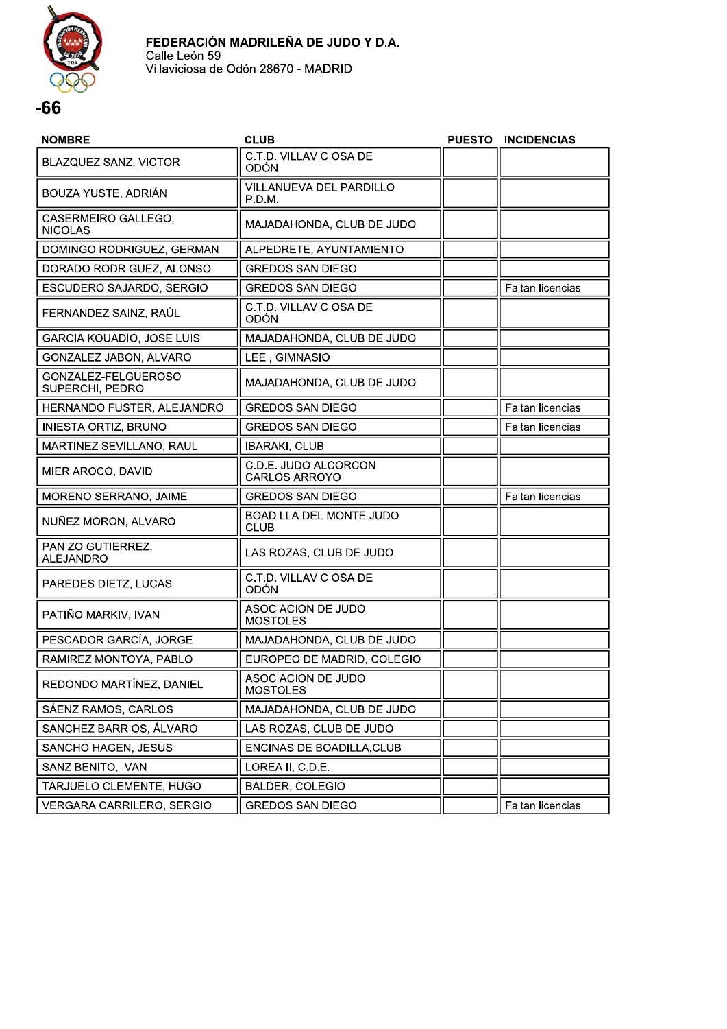**FEDERACIÓN MADRILEÑA DE JUDO Y D.A.**
Calle León 59
Villaviciosa de Odón 28670 - MADRID

# -66

| NOMBRE | CLUB | PUESTO | INCIDENCIAS |
|---|---|---|---|
| BLAZQUEZ SANZ, VICTOR | C.T.D. VILLAVICIOSA DE ODÓN | | |
| BOUZA YUSTE, ADRIÁN | VILLANUEVA DEL PARDILLO P.D.M. | | |
| CASERMEIRO GALLEGO, NICOLAS | MAJADAHONDA, CLUB DE JUDO | | |
| DOMINGO RODRIGUEZ, GERMAN | ALPEDRETE, AYUNTAMIENTO | | |
| DORADO RODRIGUEZ, ALONSO | GREDOS SAN DIEGO | | |
| ESCUDERO SAJARDO, SERGIO | GREDOS SAN DIEGO | | Faltan licencias |
| FERNANDEZ SAINZ, RAÚL | C.T.D. VILLAVICIOSA DE ODÓN | | |
| GARCIA KOUADIO, JOSE LUIS | MAJADAHONDA, CLUB DE JUDO | | |
| GONZALEZ JABON, ALVARO | LEE , GIMNASIO | | |
| GONZALEZ-FELGUEROSO SUPERCHI, PEDRO | MAJADAHONDA, CLUB DE JUDO | | |
| HERNANDO FUSTER, ALEJANDRO | GREDOS SAN DIEGO | | Faltan licencias |
| INIESTA ORTIZ, BRUNO | GREDOS SAN DIEGO | | Faltan licencias |
| MARTINEZ SEVILLANO, RAUL | IBARAKI, CLUB | | |
| MIER AROCO, DAVID | C.D.E. JUDO ALCORCON CARLOS ARROYO | | |
| MORENO SERRANO, JAIME | GREDOS SAN DIEGO | | Faltan licencias |
| NUÑEZ MORON, ALVARO | BOADILLA DEL MONTE JUDO CLUB | | |
| PANIZO GUTIERREZ, ALEJANDRO | LAS ROZAS, CLUB DE JUDO | | |
| PAREDES DIETZ, LUCAS | C.T.D. VILLAVICIOSA DE ODÓN | | |
| PATIÑO MARKIV, IVAN | ASOCIACION DE JUDO MOSTOLES | | |
| PESCADOR GARCÍA, JORGE | MAJADAHONDA, CLUB DE JUDO | | |
| RAMIREZ MONTOYA, PABLO | EUROPEO DE MADRID, COLEGIO | | |
| REDONDO MARTÍNEZ, DANIEL | ASOCIACION DE JUDO MOSTOLES | | |
| SÁENZ RAMOS, CARLOS | MAJADAHONDA, CLUB DE JUDO | | |
| SANCHEZ BARRIOS, ÁLVARO | LAS ROZAS, CLUB DE JUDO | | |
| SANCHO HAGEN, JESUS | ENCINAS DE BOADILLA,CLUB | | |
| SANZ BENITO, IVAN | LOREA II, C.D.E. | | |
| TARJUELO CLEMENTE, HUGO | BALDER, COLEGIO | | |
| VERGARA CARRILERO, SERGIO | GREDOS SAN DIEGO | | Faltan licencias |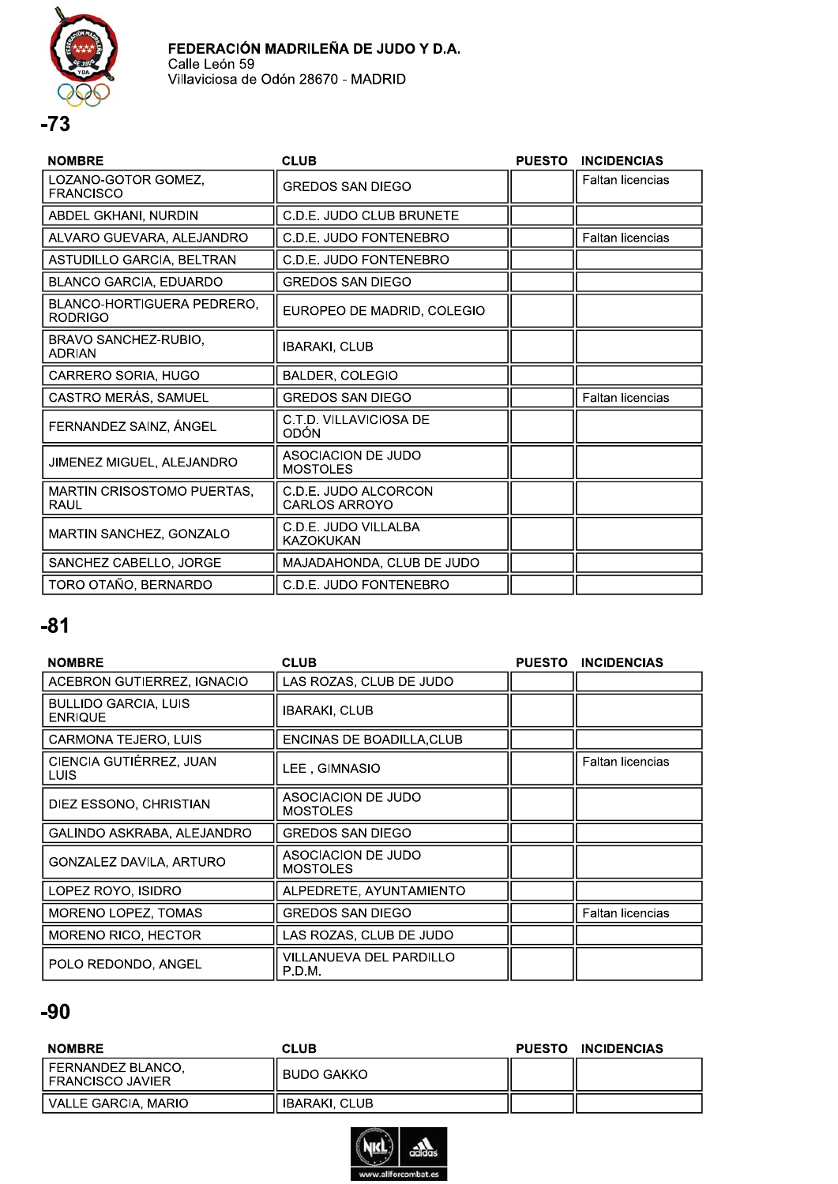FEDERACIÓN MADRILEÑA DE JUDO Y D.A.
Calle León 59
Villaviciosa de Odón 28670 - MADRID

## -73

| NOMBRE | CLUB | PUESTO | INCIDENCIAS |
|---|---|---|---|
| LOZANO-GOTOR GOMEZ, FRANCISCO | GREDOS SAN DIEGO | | Faltan licencias |
| ABDEL GKHANI, NURDIN | C.D.E. JUDO CLUB BRUNETE | | |
| ALVARO GUEVARA, ALEJANDRO | C.D.E. JUDO FONTENEBRO | | Faltan licencias |
| ASTUDILLO GARCIA, BELTRAN | C.D.E. JUDO FONTENEBRO | | |
| BLANCO GARCIA, EDUARDO | GREDOS SAN DIEGO | | |
| BLANCO-HORTIGUERA PEDRERO, RODRIGO | EUROPEO DE MADRID, COLEGIO | | |
| BRAVO SANCHEZ-RUBIO, ADRIAN | IBARAKI, CLUB | | |
| CARRERO SORIA, HUGO | BALDER, COLEGIO | | |
| CASTRO MERÁS, SAMUEL | GREDOS SAN DIEGO | | Faltan licencias |
| FERNANDEZ SAINZ, ÁNGEL | C.T.D. VILLAVICIOSA DE ODÓN | | |
| JIMENEZ MIGUEL, ALEJANDRO | ASOCIACION DE JUDO MOSTOLES | | |
| MARTIN CRISOSTOMO PUERTAS, RAUL | C.D.E. JUDO ALCORCON CARLOS ARROYO | | |
| MARTIN SANCHEZ, GONZALO | C.D.E. JUDO VILLALBA KAZOKUKAN | | |
| SANCHEZ CABELLO, JORGE | MAJADAHONDA, CLUB DE JUDO | | |
| TORO OTAÑO, BERNARDO | C.D.E. JUDO FONTENEBRO | | |

## -81

| NOMBRE | CLUB | PUESTO | INCIDENCIAS |
|---|---|---|---|
| ACEBRON GUTIERREZ, IGNACIO | LAS ROZAS, CLUB DE JUDO | | |
| BULLIDO GARCIA, LUIS ENRIQUE | IBARAKI, CLUB | | |
| CARMONA TEJERO, LUIS | ENCINAS DE BOADILLA,CLUB | | |
| CIENCIA GUTIÉRREZ, JUAN LUIS | LEE , GIMNASIO | | Faltan licencias |
| DIEZ ESSONO, CHRISTIAN | ASOCIACION DE JUDO MOSTOLES | | |
| GALINDO ASKRABA, ALEJANDRO | GREDOS SAN DIEGO | | |
| GONZALEZ DAVILA, ARTURO | ASOCIACION DE JUDO MOSTOLES | | |
| LOPEZ ROYO, ISIDRO | ALPEDRETE, AYUNTAMIENTO | | |
| MORENO LOPEZ, TOMAS | GREDOS SAN DIEGO | | Faltan licencias |
| MORENO RICO, HECTOR | LAS ROZAS, CLUB DE JUDO | | |
| POLO REDONDO, ANGEL | VILLANUEVA DEL PARDILLO P.D.M. | | |

## -90

| NOMBRE | CLUB | PUESTO | INCIDENCIAS |
|---|---|---|---|
| FERNANDEZ BLANCO, FRANCISCO JAVIER | BUDO GAKKO | | |
| VALLE GARCIA, MARIO | IBARAKI, CLUB | | |

www.allforcombat.es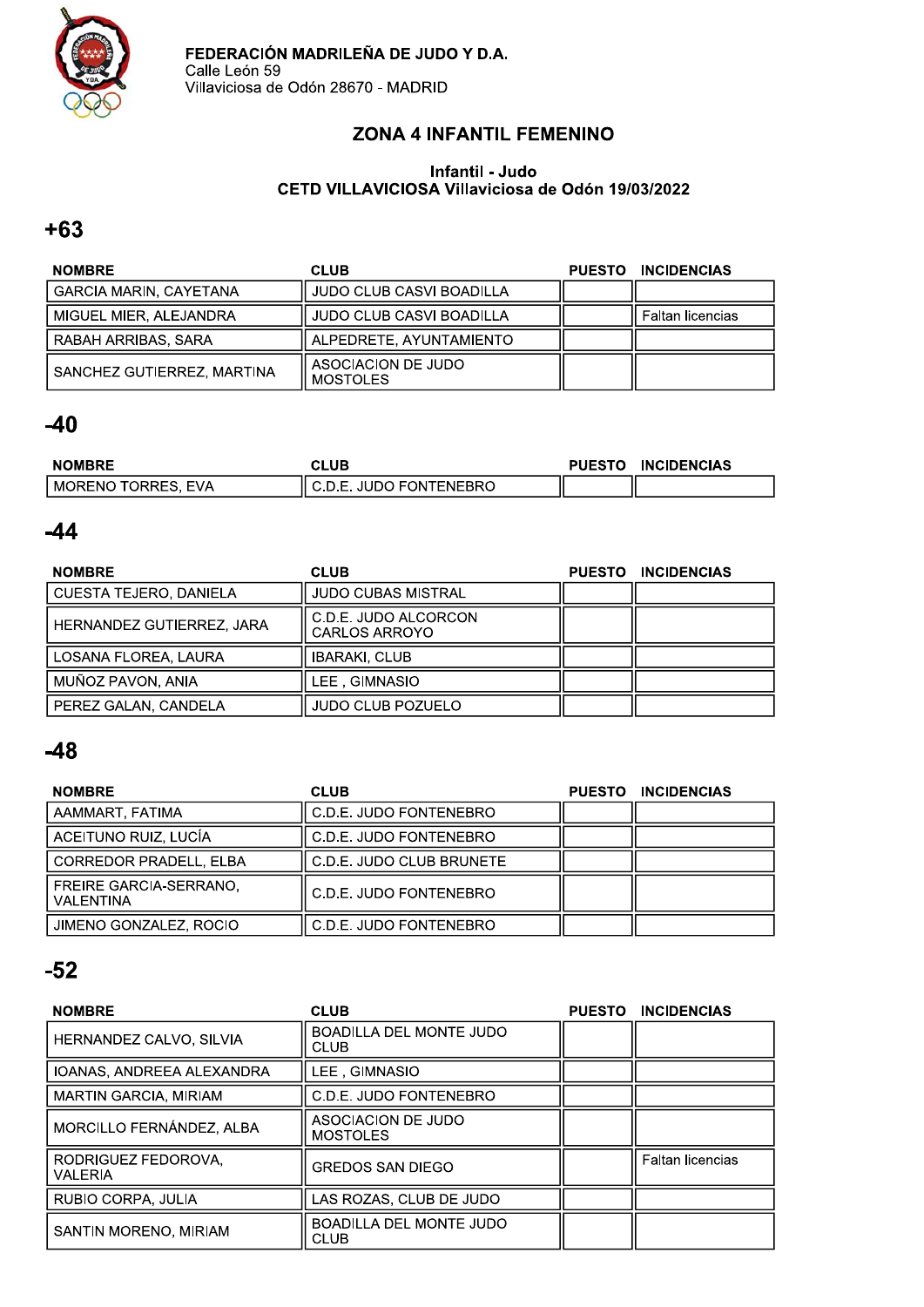**FEDERACIÓN MADRILEÑA DE JUDO Y D.A.**
Calle León 59
Villaviciosa de Odón 28670 - MADRID

## ZONA 4 INFANTIL FEMENINO

### Infantil - Judo
### CETD VILLAVICIOSA Villaviciosa de Odón 19/03/2022

## +63

| NOMBRE | CLUB | PUESTO | INCIDENCIAS |
|---|---|---|---|
| GARCIA MARIN, CAYETANA | JUDO CLUB CASVI BOADILLA | | |
| MIGUEL MIER, ALEJANDRA | JUDO CLUB CASVI BOADILLA | | Faltan licencias |
| RABAH ARRIBAS, SARA | ALPEDRETE, AYUNTAMIENTO | | |
| SANCHEZ GUTIERREZ, MARTINA | ASOCIACION DE JUDO MOSTOLES | | |

## -40

| NOMBRE | CLUB | PUESTO | INCIDENCIAS |
|---|---|---|---|
| MORENO TORRES, EVA | C.D.E. JUDO FONTENEBRO | | |

## -44

| NOMBRE | CLUB | PUESTO | INCIDENCIAS |
|---|---|---|---|
| CUESTA TEJERO, DANIELA | JUDO CUBAS MISTRAL | | |
| HERNANDEZ GUTIERREZ, JARA | C.D.E. JUDO ALCORCON CARLOS ARROYO | | |
| LOSANA FLOREA, LAURA | IBARAKI, CLUB | | |
| MUÑOZ PAVON, ANIA | LEE , GIMNASIO | | |
| PEREZ GALAN, CANDELA | JUDO CLUB POZUELO | | |

## -48

| NOMBRE | CLUB | PUESTO | INCIDENCIAS |
|---|---|---|---|
| AAMMART, FATIMA | C.D.E. JUDO FONTENEBRO | | |
| ACEITUNO RUIZ, LUCÍA | C.D.E. JUDO FONTENEBRO | | |
| CORREDOR PRADELL, ELBA | C.D.E. JUDO CLUB BRUNETE | | |
| FREIRE GARCIA-SERRANO, VALENTINA | C.D.E. JUDO FONTENEBRO | | |
| JIMENO GONZALEZ, ROCIO | C.D.E. JUDO FONTENEBRO | | |

## -52

| NOMBRE | CLUB | PUESTO | INCIDENCIAS |
|---|---|---|---|
| HERNANDEZ CALVO, SILVIA | BOADILLA DEL MONTE JUDO CLUB | | |
| IOANAS, ANDREEA ALEXANDRA | LEE , GIMNASIO | | |
| MARTIN GARCIA, MIRIAM | C.D.E. JUDO FONTENEBRO | | |
| MORCILLO FERNÁNDEZ, ALBA | ASOCIACION DE JUDO MOSTOLES | | |
| RODRIGUEZ FEDOROVA, VALERIA | GREDOS SAN DIEGO | | Faltan licencias |
| RUBIO CORPA, JULIA | LAS ROZAS, CLUB DE JUDO | | |
| SANTIN MORENO, MIRIAM | BOADILLA DEL MONTE JUDO CLUB | | |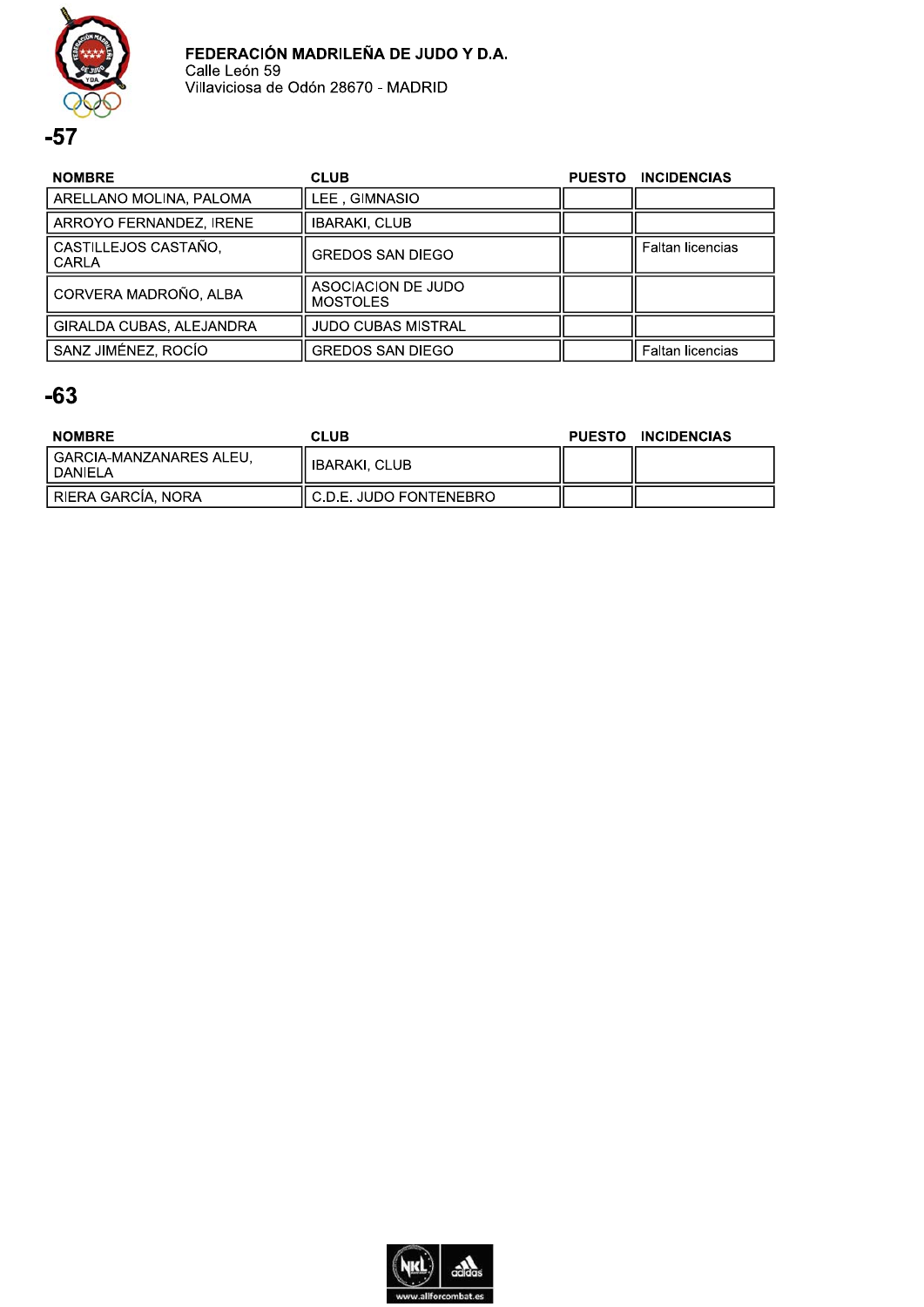**FEDERACIÓN MADRILEÑA DE JUDO Y D.A.**
Calle León 59
Villaviciosa de Odón 28670 - MADRID

## -57

| NOMBRE | CLUB | PUESTO | INCIDENCIAS |
|---|---|---|---|
| ARELLANO MOLINA, PALOMA | LEE , GIMNASIO | | |
| ARROYO FERNANDEZ, IRENE | IBARAKI, CLUB | | |
| CASTILLEJOS CASTAÑO, CARLA | GREDOS SAN DIEGO | | Faltan licencias |
| CORVERA MADROÑO, ALBA | ASOCIACION DE JUDO MOSTOLES | | |
| GIRALDA CUBAS, ALEJANDRA | JUDO CUBAS MISTRAL | | |
| SANZ JIMÉNEZ, ROCÍO | GREDOS SAN DIEGO | | Faltan licencias |

## -63

| NOMBRE | CLUB | PUESTO | INCIDENCIAS |
|---|---|---|---|
| GARCIA-MANZANARES ALEU, DANIELA | IBARAKI, CLUB | | |
| RIERA GARCÍA, NORA | C.D.E. JUDO FONTENEBRO | | |

www.allforcombat.es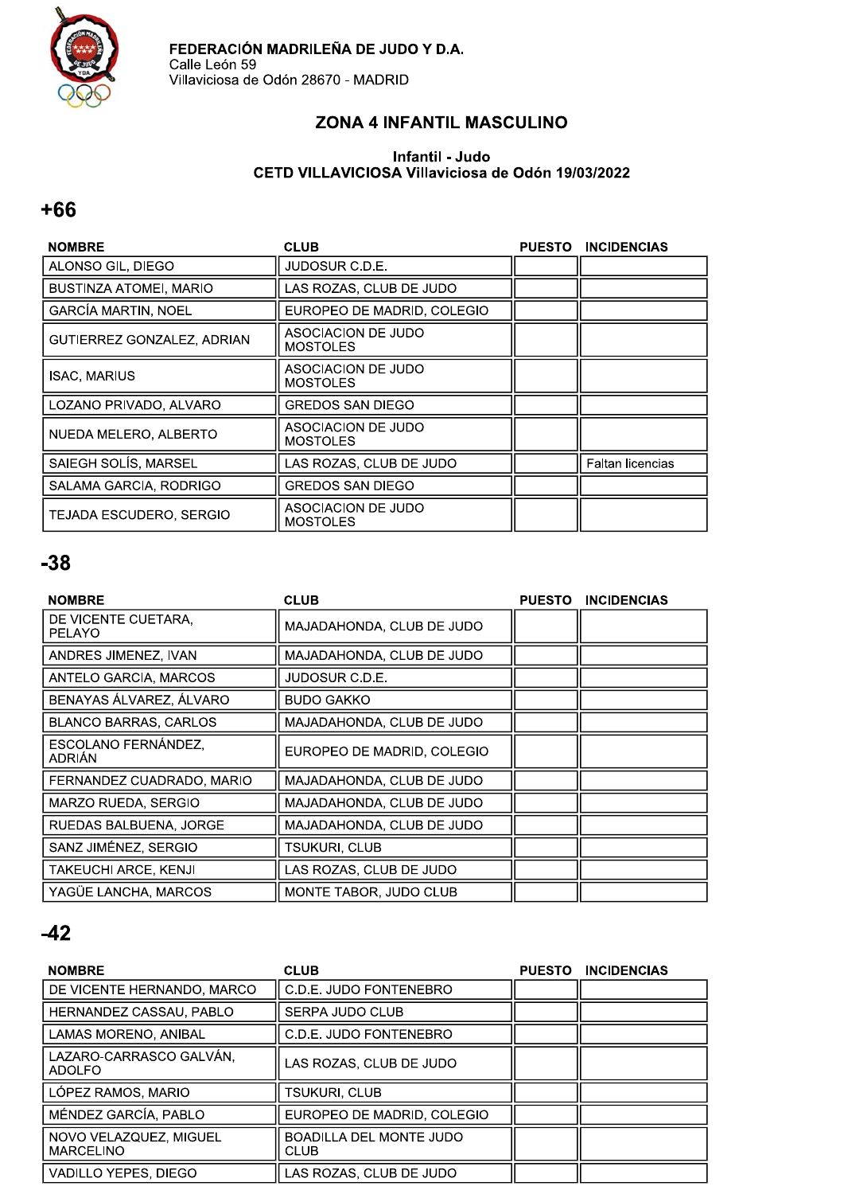FEDERACIÓN MADRILEÑA DE JUDO Y D.A.
Calle León 59
Villaviciosa de Odón 28670 - MADRID

## ZONA 4 INFANTIL MASCULINO

### Infantil - Judo
### CETD VILLAVICIOSA Villaviciosa de Odón 19/03/2022

## +66

| NOMBRE | CLUB | PUESTO | INCIDENCIAS |
|---|---|---|---|
| ALONSO GIL, DIEGO | JUDOSUR C.D.E. | | |
| BUSTINZA ATOMEI, MARIO | LAS ROZAS, CLUB DE JUDO | | |
| GARCÍA MARTIN, NOEL | EUROPEO DE MADRID, COLEGIO | | |
| GUTIERREZ GONZALEZ, ADRIAN | ASOCIACION DE JUDO MOSTOLES | | |
| ISAC, MARIUS | ASOCIACION DE JUDO MOSTOLES | | |
| LOZANO PRIVADO, ALVARO | GREDOS SAN DIEGO | | |
| NUEDA MELERO, ALBERTO | ASOCIACION DE JUDO MOSTOLES | | |
| SAIEGH SOLÍS, MARSEL | LAS ROZAS, CLUB DE JUDO | | Faltan licencias |
| SALAMA GARCIA, RODRIGO | GREDOS SAN DIEGO | | |
| TEJADA ESCUDERO, SERGIO | ASOCIACION DE JUDO MOSTOLES | | |

## -38

| NOMBRE | CLUB | PUESTO | INCIDENCIAS |
|---|---|---|---|
| DE VICENTE CUETARA, PELAYO | MAJADAHONDA, CLUB DE JUDO | | |
| ANDRES JIMENEZ, IVAN | MAJADAHONDA, CLUB DE JUDO | | |
| ANTELO GARCIA, MARCOS | JUDOSUR C.D.E. | | |
| BENAYAS ÁLVAREZ, ÁLVARO | BUDO GAKKO | | |
| BLANCO BARRAS, CARLOS | MAJADAHONDA, CLUB DE JUDO | | |
| ESCOLANO FERNÁNDEZ, ADRIÁN | EUROPEO DE MADRID, COLEGIO | | |
| FERNANDEZ CUADRADO, MARIO | MAJADAHONDA, CLUB DE JUDO | | |
| MARZO RUEDA, SERGIO | MAJADAHONDA, CLUB DE JUDO | | |
| RUEDAS BALBUENA, JORGE | MAJADAHONDA, CLUB DE JUDO | | |
| SANZ JIMÉNEZ, SERGIO | TSUKURI, CLUB | | |
| TAKEUCHI ARCE, KENJI | LAS ROZAS, CLUB DE JUDO | | |
| YAGÜE LANCHA, MARCOS | MONTE TABOR, JUDO CLUB | | |

## -42

| NOMBRE | CLUB | PUESTO | INCIDENCIAS |
|---|---|---|---|
| DE VICENTE HERNANDO, MARCO | C.D.E. JUDO FONTENEBRO | | |
| HERNANDEZ CASSAU, PABLO | SERPA JUDO CLUB | | |
| LAMAS MORENO, ANIBAL | C.D.E. JUDO FONTENEBRO | | |
| LAZARO-CARRASCO GALVÁN, ADOLFO | LAS ROZAS, CLUB DE JUDO | | |
| LÓPEZ RAMOS, MARIO | TSUKURI, CLUB | | |
| MÉNDEZ GARCÍA, PABLO | EUROPEO DE MADRID, COLEGIO | | |
| NOVO VELAZQUEZ, MIGUEL MARCELINO | BOADILLA DEL MONTE JUDO CLUB | | |
| VADILLO YEPES, DIEGO | LAS ROZAS, CLUB DE JUDO | | |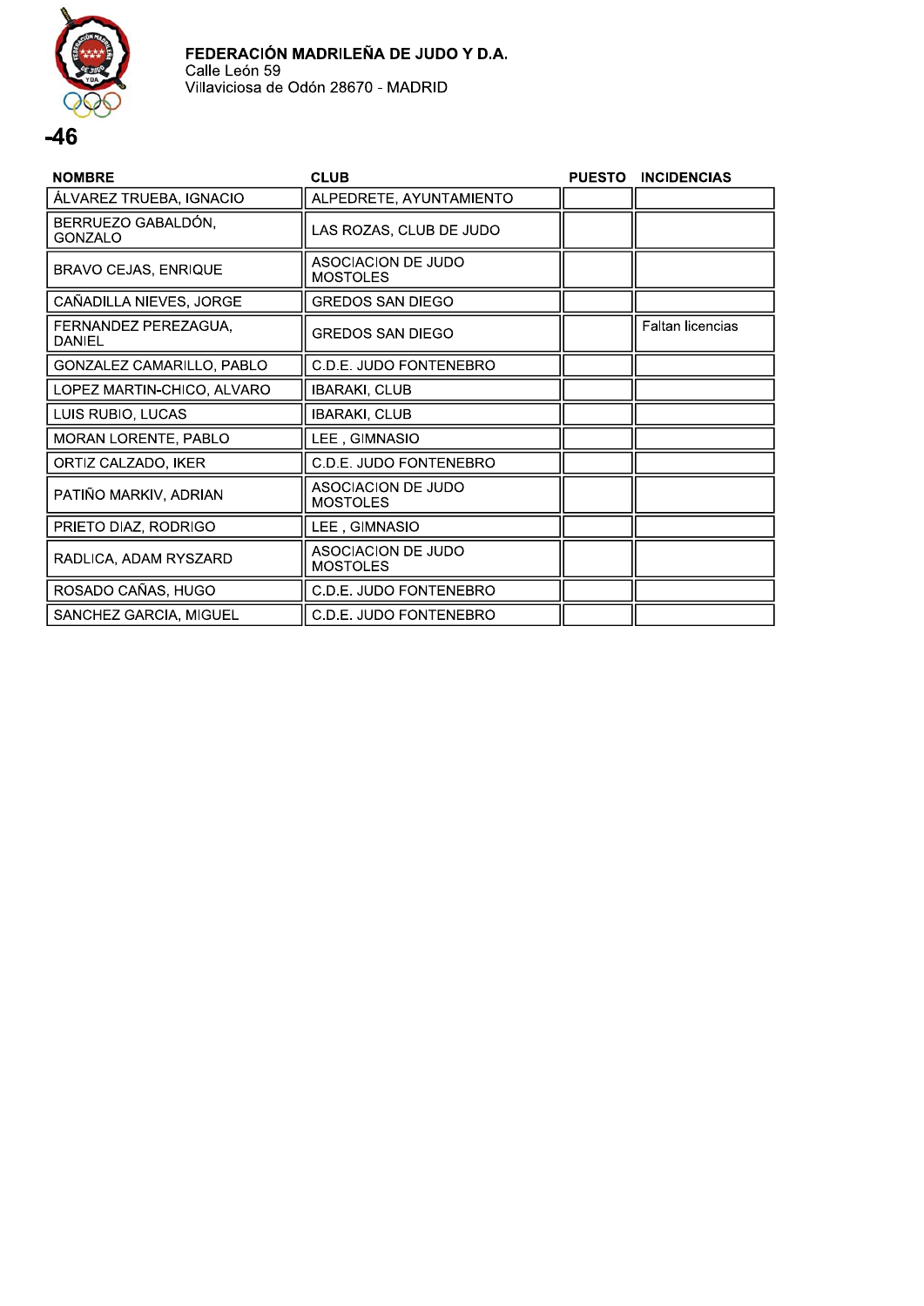**FEDERACIÓN MADRILEÑA DE JUDO Y D.A.**
Calle León 59
Villaviciosa de Odón 28670 - MADRID

# -46

| NOMBRE | CLUB | PUESTO | INCIDENCIAS |
|---|---|---|---|
| ÁLVAREZ TRUEBA, IGNACIO | ALPEDRETE, AYUNTAMIENTO | | |
| BERRUEZO GABALDÓN, GONZALO | LAS ROZAS, CLUB DE JUDO | | |
| BRAVO CEJAS, ENRIQUE | ASOCIACION DE JUDO MOSTOLES | | |
| CAÑADILLA NIEVES, JORGE | GREDOS SAN DIEGO | | |
| FERNANDEZ PEREZAGUA, DANIEL | GREDOS SAN DIEGO | | Faltan licencias |
| GONZALEZ CAMARILLO, PABLO | C.D.E. JUDO FONTENEBRO | | |
| LOPEZ MARTIN-CHICO, ALVARO | IBARAKI, CLUB | | |
| LUIS RUBIO, LUCAS | IBARAKI, CLUB | | |
| MORAN LORENTE, PABLO | LEE , GIMNASIO | | |
| ORTIZ CALZADO, IKER | C.D.E. JUDO FONTENEBRO | | |
| PATIÑO MARKIV, ADRIAN | ASOCIACION DE JUDO MOSTOLES | | |
| PRIETO DIAZ, RODRIGO | LEE , GIMNASIO | | |
| RADLICA, ADAM RYSZARD | ASOCIACION DE JUDO MOSTOLES | | |
| ROSADO CAÑAS, HUGO | C.D.E. JUDO FONTENEBRO | | |
| SANCHEZ GARCIA, MIGUEL | C.D.E. JUDO FONTENEBRO | | |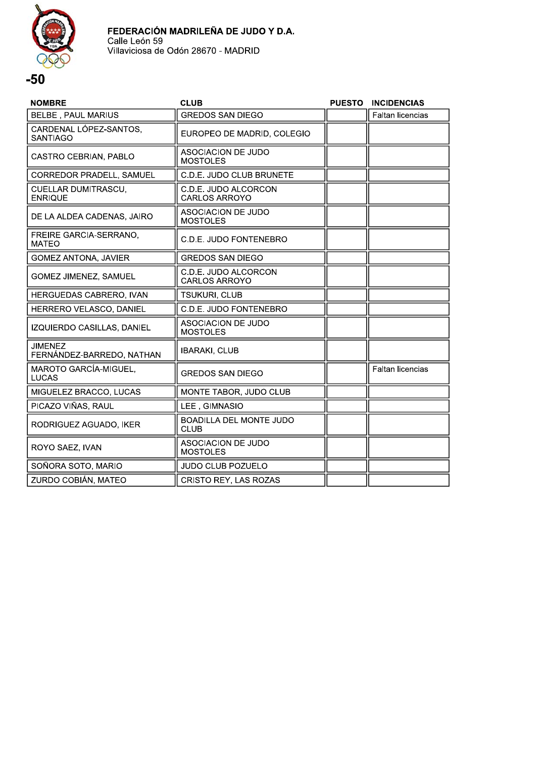**FEDERACIÓN MADRILEÑA DE JUDO Y D.A.**
Calle León 59
Villaviciosa de Odón 28670 - MADRID

# -50

| NOMBRE | CLUB | PUESTO | INCIDENCIAS |
|---|---|---|---|
| BELBE , PAUL MARIUS | GREDOS SAN DIEGO | | Faltan licencias |
| CARDENAL LÓPEZ-SANTOS, SANTIAGO | EUROPEO DE MADRID, COLEGIO | | |
| CASTRO CEBRIAN, PABLO | ASOCIACION DE JUDO MOSTOLES | | |
| CORREDOR PRADELL, SAMUEL | C.D.E. JUDO CLUB BRUNETE | | |
| CUELLAR DUMITRASCU, ENRIQUE | C.D.E. JUDO ALCORCON CARLOS ARROYO | | |
| DE LA ALDEA CADENAS, JAIRO | ASOCIACION DE JUDO MOSTOLES | | |
| FREIRE GARCIA-SERRANO, MATEO | C.D.E. JUDO FONTENEBRO | | |
| GOMEZ ANTONA, JAVIER | GREDOS SAN DIEGO | | |
| GOMEZ JIMENEZ, SAMUEL | C.D.E. JUDO ALCORCON CARLOS ARROYO | | |
| HERGUEDAS CABRERO, IVAN | TSUKURI, CLUB | | |
| HERRERO VELASCO, DANIEL | C.D.E. JUDO FONTENEBRO | | |
| IZQUIERDO CASILLAS, DANIEL | ASOCIACION DE JUDO MOSTOLES | | |
| JIMENEZ FERNÁNDEZ-BARREDO, NATHAN | IBARAKI, CLUB | | |
| MAROTO GARCÍA-MIGUEL, LUCAS | GREDOS SAN DIEGO | | Faltan licencias |
| MIGUELEZ BRACCO, LUCAS | MONTE TABOR, JUDO CLUB | | |
| PICAZO VIÑAS, RAUL | LEE , GIMNASIO | | |
| RODRIGUEZ AGUADO, IKER | BOADILLA DEL MONTE JUDO CLUB | | |
| ROYO SAEZ, IVAN | ASOCIACION DE JUDO MOSTOLES | | |
| SOÑORA SOTO, MARIO | JUDO CLUB POZUELO | | |
| ZURDO COBIÁN, MATEO | CRISTO REY, LAS ROZAS | | |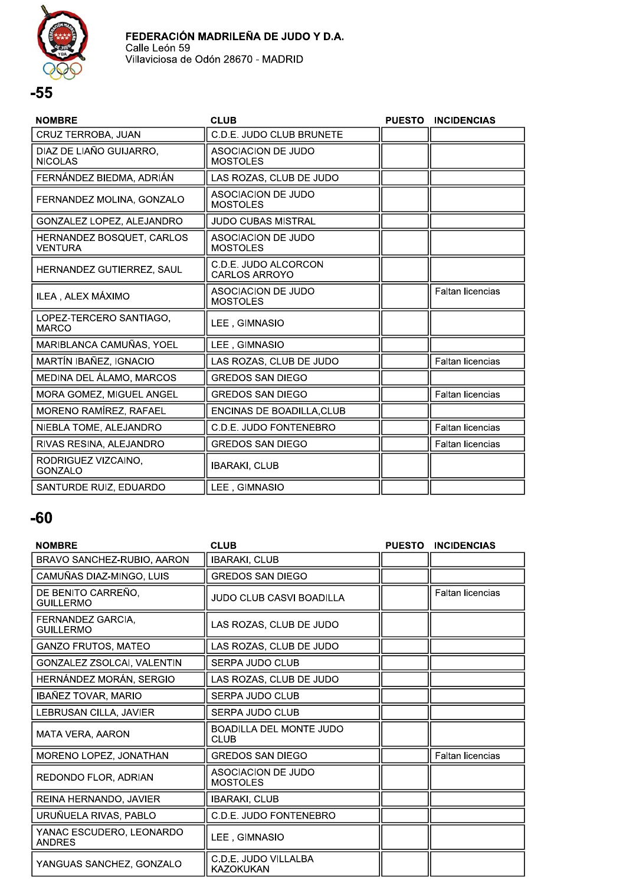**FEDERACIÓN MADRILEÑA DE JUDO Y D.A.**
Calle León 59
Villaviciosa de Odón 28670 - MADRID

## -55

| NOMBRE | CLUB | PUESTO | INCIDENCIAS |
|---|---|---|---|
| CRUZ TERROBA, JUAN | C.D.E. JUDO CLUB BRUNETE | | |
| DIAZ DE LIAÑO GUIJARRO, NICOLAS | ASOCIACION DE JUDO MOSTOLES | | |
| FERNÁNDEZ BIEDMA, ADRIÁN | LAS ROZAS, CLUB DE JUDO | | |
| FERNANDEZ MOLINA, GONZALO | ASOCIACION DE JUDO MOSTOLES | | |
| GONZALEZ LOPEZ, ALEJANDRO | JUDO CUBAS MISTRAL | | |
| HERNANDEZ BOSQUET, CARLOS VENTURA | ASOCIACION DE JUDO MOSTOLES | | |
| HERNANDEZ GUTIERREZ, SAUL | C.D.E. JUDO ALCORCON CARLOS ARROYO | | |
| ILEA , ALEX MÁXIMO | ASOCIACION DE JUDO MOSTOLES | | Faltan licencias |
| LOPEZ-TERCERO SANTIAGO, MARCO | LEE , GIMNASIO | | |
| MARIBLANCA CAMUÑAS, YOEL | LEE , GIMNASIO | | |
| MARTÍN IBAÑEZ, IGNACIO | LAS ROZAS, CLUB DE JUDO | | Faltan licencias |
| MEDINA DEL ÁLAMO, MARCOS | GREDOS SAN DIEGO | | |
| MORA GOMEZ, MIGUEL ANGEL | GREDOS SAN DIEGO | | Faltan licencias |
| MORENO RAMÍREZ, RAFAEL | ENCINAS DE BOADILLA,CLUB | | |
| NIEBLA TOME, ALEJANDRO | C.D.E. JUDO FONTENEBRO | | Faltan licencias |
| RIVAS RESINA, ALEJANDRO | GREDOS SAN DIEGO | | Faltan licencias |
| RODRIGUEZ VIZCAINO, GONZALO | IBARAKI, CLUB | | |
| SANTURDE RUIZ, EDUARDO | LEE , GIMNASIO | | |

## -60

| NOMBRE | CLUB | PUESTO | INCIDENCIAS |
|---|---|---|---|
| BRAVO SANCHEZ-RUBIO, AARON | IBARAKI, CLUB | | |
| CAMUÑAS DIAZ-MINGO, LUIS | GREDOS SAN DIEGO | | |
| DE BENITO CARREÑO, GUILLERMO | JUDO CLUB CASVI BOADILLA | | Faltan licencias |
| FERNANDEZ GARCIA, GUILLERMO | LAS ROZAS, CLUB DE JUDO | | |
| GANZO FRUTOS, MATEO | LAS ROZAS, CLUB DE JUDO | | |
| GONZALEZ ZSOLCAI, VALENTIN | SERPA JUDO CLUB | | |
| HERNÁNDEZ MORÁN, SERGIO | LAS ROZAS, CLUB DE JUDO | | |
| IBAÑEZ TOVAR, MARIO | SERPA JUDO CLUB | | |
| LEBRUSAN CILLA, JAVIER | SERPA JUDO CLUB | | |
| MATA VERA, AARON | BOADILLA DEL MONTE JUDO CLUB | | |
| MORENO LOPEZ, JONATHAN | GREDOS SAN DIEGO | | Faltan licencias |
| REDONDO FLOR, ADRIAN | ASOCIACION DE JUDO MOSTOLES | | |
| REINA HERNANDO, JAVIER | IBARAKI, CLUB | | |
| URUÑUELA RIVAS, PABLO | C.D.E. JUDO FONTENEBRO | | |
| YANAC ESCUDERO, LEONARDO ANDRES | LEE , GIMNASIO | | |
| YANGUAS SANCHEZ, GONZALO | C.D.E. JUDO VILLALBA KAZOKUKAN | | |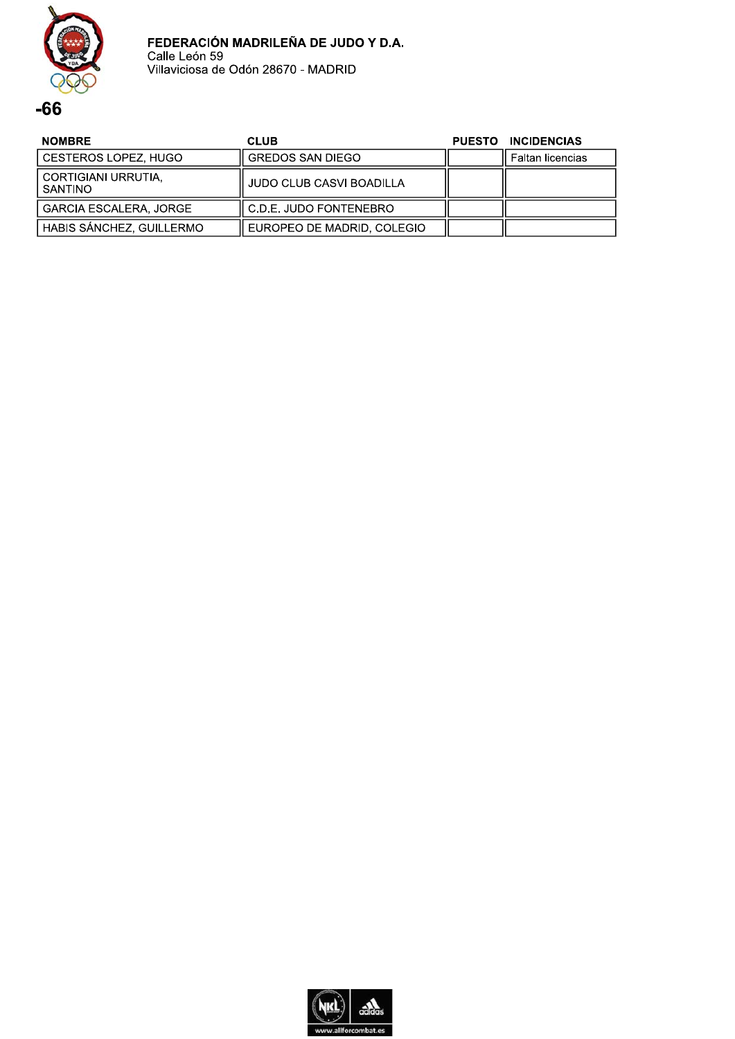FEDERACIÓN MADRILEÑA DE JUDO Y D.A.
Calle León 59
Villaviciosa de Odón 28670 - MADRID

## -66

| NOMBRE | CLUB | PUESTO | INCIDENCIAS |
| --- | --- | --- | --- |
| CESTEROS LOPEZ, HUGO | GREDOS SAN DIEGO | | Faltan licencias |
| CORTIGIANI URRUTIA, SANTINO | JUDO CLUB CASVI BOADILLA | | |
| GARCIA ESCALERA, JORGE | C.D.E. JUDO FONTENEBRO | | |
| HABIS SÁNCHEZ, GUILLERMO | EUROPEO DE MADRID, COLEGIO | | |

www.allforcombat.es